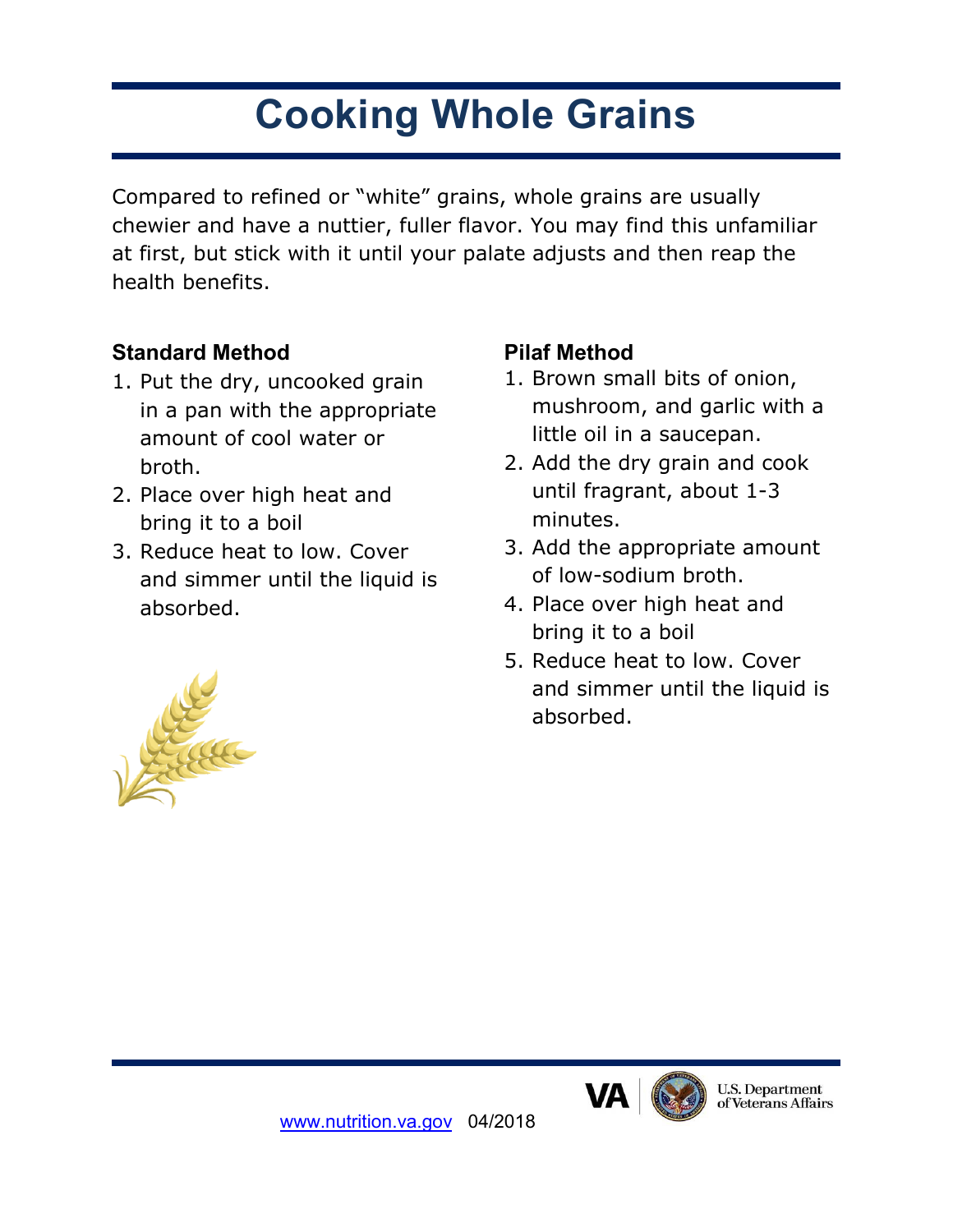# Cooking Whole Grains

Compared to refined or "white" grains, whole grains are usually chewier and have a nuttier, fuller flavor. You may find this unfamiliar at first, but stick with it until your palate adjusts and then reap the health benefits.

**Standard Method**

1. Put the dry, uncooked grain in a pan with the appropriate amount of cool water or broth.
2. Place over high heat and bring it to a boil
3. Reduce heat to low. Cover and simmer until the liquid is absorbed.

**Pilaf Method**

1. Brown small bits of onion, mushroom, and garlic with a little oil in a saucepan.
2. Add the dry grain and cook until fragrant, about 1-3 minutes.
3. Add the appropriate amount of low-sodium broth.
4. Place over high heat and bring it to a boil
5. Reduce heat to low. Cover and simmer until the liquid is absorbed.

www.nutrition.va.gov 04/2018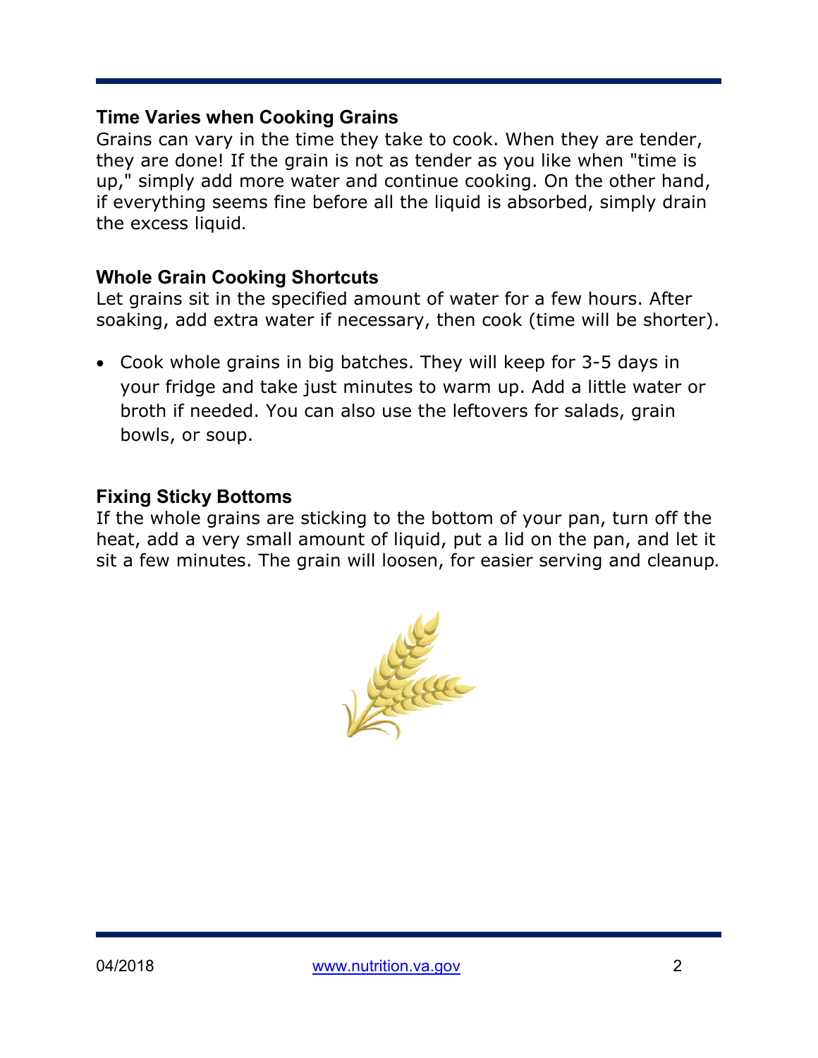## Time Varies when Cooking Grains

Grains can vary in the time they take to cook. When they are tender, they are done! If the grain is not as tender as you like when "time is up," simply add more water and continue cooking. On the other hand, if everything seems fine before all the liquid is absorbed, simply drain the excess liquid.

## Whole Grain Cooking Shortcuts

Let grains sit in the specified amount of water for a few hours. After soaking, add extra water if necessary, then cook (time will be shorter).

- Cook whole grains in big batches. They will keep for 3-5 days in your fridge and take just minutes to warm up. Add a little water or broth if needed. You can also use the leftovers for salads, grain bowls, or soup.

## Fixing Sticky Bottoms

If the whole grains are sticking to the bottom of your pan, turn off the heat, add a very small amount of liquid, put a lid on the pan, and let it sit a few minutes. The grain will loosen, for easier serving and cleanup.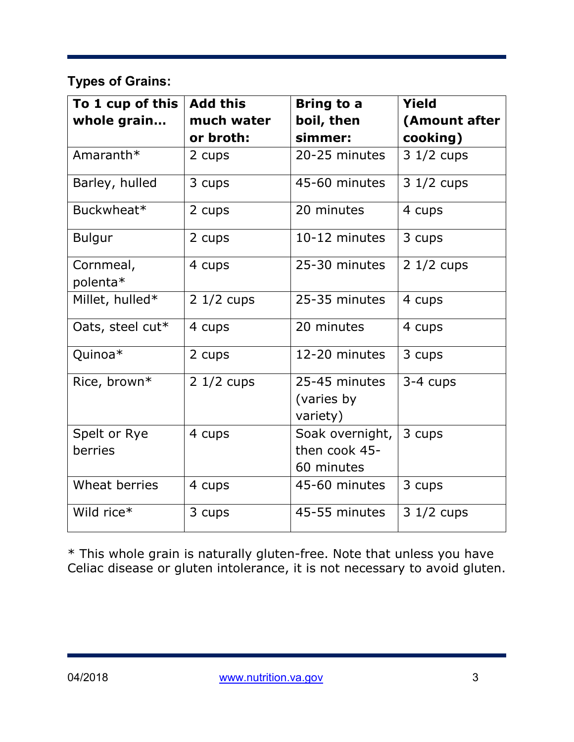**Types of Grains:**

| To 1 cup of this whole grain… | Add this much water or broth: | Bring to a boil, then simmer: | Yield (Amount after cooking) |
|---|---|---|---|
| Amaranth* | 2 cups | 20-25 minutes | 3 1/2 cups |
| Barley, hulled | 3 cups | 45-60 minutes | 3 1/2 cups |
| Buckwheat* | 2 cups | 20 minutes | 4 cups |
| Bulgur | 2 cups | 10-12 minutes | 3 cups |
| Cornmeal, polenta* | 4 cups | 25-30 minutes | 2 1/2 cups |
| Millet, hulled* | 2 1/2 cups | 25-35 minutes | 4 cups |
| Oats, steel cut* | 4 cups | 20 minutes | 4 cups |
| Quinoa* | 2 cups | 12-20 minutes | 3 cups |
| Rice, brown* | 2 1/2 cups | 25-45 minutes (varies by variety) | 3-4 cups |
| Spelt or Rye berries | 4 cups | Soak overnight, then cook 45-60 minutes | 3 cups |
| Wheat berries | 4 cups | 45-60 minutes | 3 cups |
| Wild rice* | 3 cups | 45-55 minutes | 3 1/2 cups |

* This whole grain is naturally gluten-free. Note that unless you have Celiac disease or gluten intolerance, it is not necessary to avoid gluten.